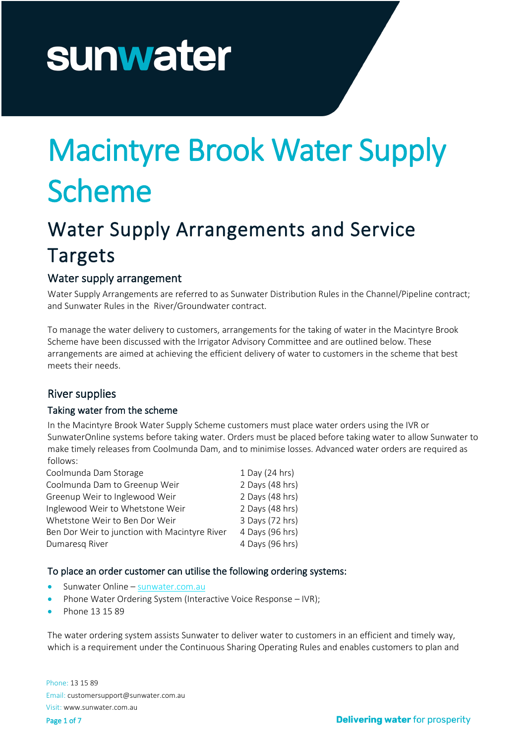# Macintyre Brook Water Supply Scheme

## Water Supply Arrangements and Service Targets

### Water supply arrangement

Water Supply Arrangements are referred to as Sunwater Distribution Rules in the Channel/Pipeline contract; and Sunwater Rules in the River/Groundwater contract.

To manage the water delivery to customers, arrangements for the taking of water in the Macintyre Brook Scheme have been discussed with the Irrigator Advisory Committee and are outlined below. These arrangements are aimed at achieving the efficient delivery of water to customers in the scheme that best meets their needs.

### River supplies

#### Taking water from the scheme

In the Macintyre Brook Water Supply Scheme customers must place water orders using the IVR or SunwaterOnline systems before taking water. Orders must be placed before taking water to allow Sunwater to make timely releases from Coolmunda Dam, and to minimise losses. Advanced water orders are required as follows:

| | |
|---|---|
| Coolmunda Dam Storage | 1 Day (24 hrs) |
| Coolmunda Dam to Greenup Weir | 2 Days (48 hrs) |
| Greenup Weir to Inglewood Weir | 2 Days (48 hrs) |
| Inglewood Weir to Whetstone Weir | 2 Days (48 hrs) |
| Whetstone Weir to Ben Dor Weir | 3 Days (72 hrs) |
| Ben Dor Weir to junction with Macintyre River | 4 Days (96 hrs) |
| Dumaresq River | 4 Days (96 hrs) |

#### To place an order customer can utilise the following ordering systems:

- Sunwater Online – sunwater.com.au
- Phone Water Ordering System (Interactive Voice Response – IVR);
- Phone 13 15 89

The water ordering system assists Sunwater to deliver water to customers in an efficient and timely way, which is a requirement under the Continuous Sharing Operating Rules and enables customers to plan and

Phone: 13 15 89
Email: customersupport@sunwater.com.au
Visit: www.sunwater.com.au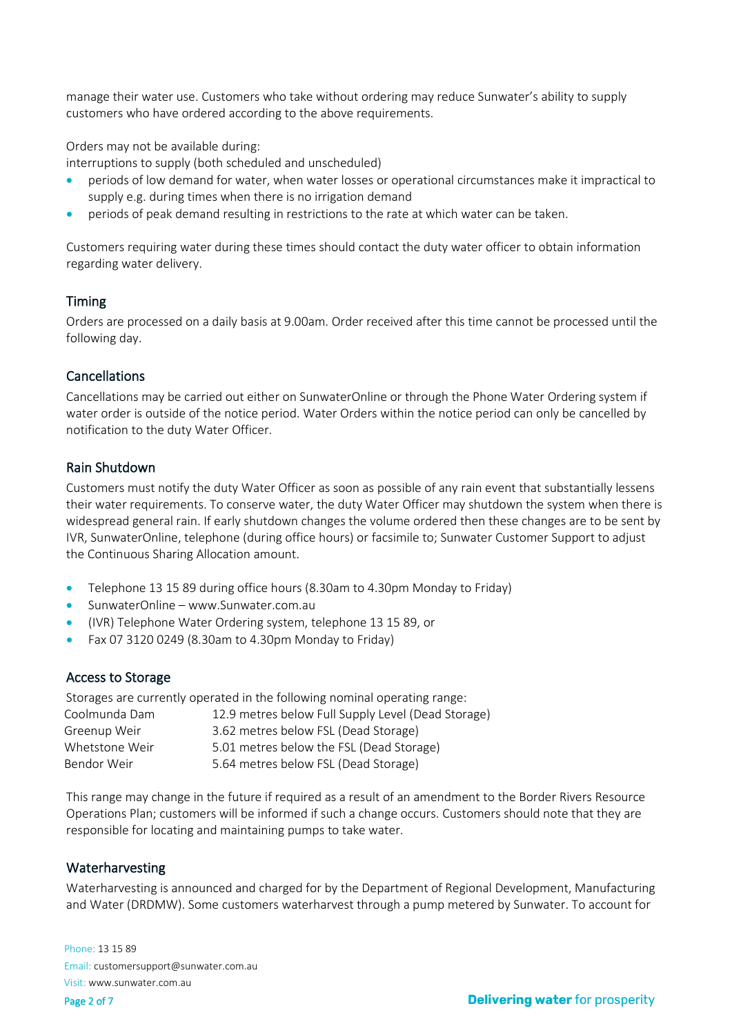manage their water use. Customers who take without ordering may reduce Sunwater's ability to supply customers who have ordered according to the above requirements.

Orders may not be available during:
interruptions to supply (both scheduled and unscheduled)

- periods of low demand for water, when water losses or operational circumstances make it impractical to supply e.g. during times when there is no irrigation demand
- periods of peak demand resulting in restrictions to the rate at which water can be taken.

Customers requiring water during these times should contact the duty water officer to obtain information regarding water delivery.

## Timing

Orders are processed on a daily basis at 9.00am. Order received after this time cannot be processed until the following day.

## Cancellations

Cancellations may be carried out either on SunwaterOnline or through the Phone Water Ordering system if water order is outside of the notice period. Water Orders within the notice period can only be cancelled by notification to the duty Water Officer.

## Rain Shutdown

Customers must notify the duty Water Officer as soon as possible of any rain event that substantially lessens their water requirements. To conserve water, the duty Water Officer may shutdown the system when there is widespread general rain. If early shutdown changes the volume ordered then these changes are to be sent by IVR, SunwaterOnline, telephone (during office hours) or facsimile to; Sunwater Customer Support to adjust the Continuous Sharing Allocation amount.

- Telephone 13 15 89 during office hours (8.30am to 4.30pm Monday to Friday)
- SunwaterOnline – www.Sunwater.com.au
- (IVR) Telephone Water Ordering system, telephone 13 15 89, or
- Fax 07 3120 0249 (8.30am to 4.30pm Monday to Friday)

## Access to Storage

Storages are currently operated in the following nominal operating range:

| | |
|---|---|
| Coolmunda Dam | 12.9 metres below Full Supply Level (Dead Storage) |
| Greenup Weir | 3.62 metres below FSL (Dead Storage) |
| Whetstone Weir | 5.01 metres below the FSL (Dead Storage) |
| Bendor Weir | 5.64 metres below FSL (Dead Storage) |

This range may change in the future if required as a result of an amendment to the Border Rivers Resource Operations Plan; customers will be informed if such a change occurs. Customers should note that they are responsible for locating and maintaining pumps to take water.

## Waterharvesting

Waterharvesting is announced and charged for by the Department of Regional Development, Manufacturing and Water (DRDMW). Some customers waterharvest through a pump metered by Sunwater. To account for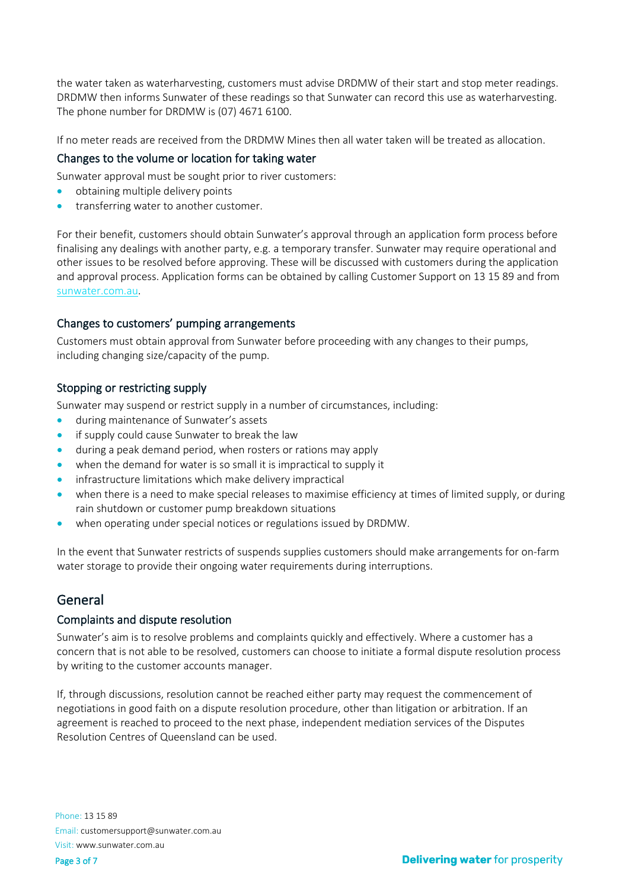the water taken as waterharvesting, customers must advise DRDMW of their start and stop meter readings. DRDMW then informs Sunwater of these readings so that Sunwater can record this use as waterharvesting. The phone number for DRDMW is (07) 4671 6100.

If no meter reads are received from the DRDMW Mines then all water taken will be treated as allocation.

### Changes to the volume or location for taking water

Sunwater approval must be sought prior to river customers:

- obtaining multiple delivery points
- transferring water to another customer.

For their benefit, customers should obtain Sunwater's approval through an application form process before finalising any dealings with another party, e.g. a temporary transfer. Sunwater may require operational and other issues to be resolved before approving. These will be discussed with customers during the application and approval process. Application forms can be obtained by calling Customer Support on 13 15 89 and from sunwater.com.au.

### Changes to customers' pumping arrangements

Customers must obtain approval from Sunwater before proceeding with any changes to their pumps, including changing size/capacity of the pump.

### Stopping or restricting supply

Sunwater may suspend or restrict supply in a number of circumstances, including:

- during maintenance of Sunwater's assets
- if supply could cause Sunwater to break the law
- during a peak demand period, when rosters or rations may apply
- when the demand for water is so small it is impractical to supply it
- infrastructure limitations which make delivery impractical
- when there is a need to make special releases to maximise efficiency at times of limited supply, or during rain shutdown or customer pump breakdown situations
- when operating under special notices or regulations issued by DRDMW.

In the event that Sunwater restricts of suspends supplies customers should make arrangements for on-farm water storage to provide their ongoing water requirements during interruptions.

## General

### Complaints and dispute resolution

Sunwater's aim is to resolve problems and complaints quickly and effectively. Where a customer has a concern that is not able to be resolved, customers can choose to initiate a formal dispute resolution process by writing to the customer accounts manager.

If, through discussions, resolution cannot be reached either party may request the commencement of negotiations in good faith on a dispute resolution procedure, other than litigation or arbitration. If an agreement is reached to proceed to the next phase, independent mediation services of the Disputes Resolution Centres of Queensland can be used.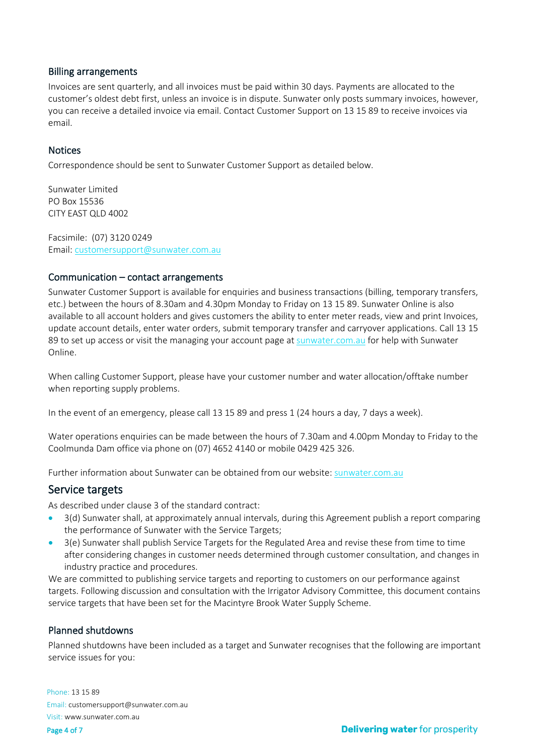### Billing arrangements

Invoices are sent quarterly, and all invoices must be paid within 30 days. Payments are allocated to the customer's oldest debt first, unless an invoice is in dispute. Sunwater only posts summary invoices, however, you can receive a detailed invoice via email. Contact Customer Support on 13 15 89 to receive invoices via email.

### Notices

Correspondence should be sent to Sunwater Customer Support as detailed below.

Sunwater Limited
PO Box 15536
CITY EAST QLD 4002

Facsimile: (07) 3120 0249
Email: customersupport@sunwater.com.au

### Communication – contact arrangements

Sunwater Customer Support is available for enquiries and business transactions (billing, temporary transfers, etc.) between the hours of 8.30am and 4.30pm Monday to Friday on 13 15 89. Sunwater Online is also available to all account holders and gives customers the ability to enter meter reads, view and print Invoices, update account details, enter water orders, submit temporary transfer and carryover applications. Call 13 15 89 to set up access or visit the managing your account page at sunwater.com.au for help with Sunwater Online.

When calling Customer Support, please have your customer number and water allocation/offtake number when reporting supply problems.

In the event of an emergency, please call 13 15 89 and press 1 (24 hours a day, 7 days a week).

Water operations enquiries can be made between the hours of 7.30am and 4.00pm Monday to Friday to the Coolmunda Dam office via phone on (07) 4652 4140 or mobile 0429 425 326.

Further information about Sunwater can be obtained from our website: sunwater.com.au

## Service targets

As described under clause 3 of the standard contract:

- 3(d) Sunwater shall, at approximately annual intervals, during this Agreement publish a report comparing the performance of Sunwater with the Service Targets;
- 3(e) Sunwater shall publish Service Targets for the Regulated Area and revise these from time to time after considering changes in customer needs determined through customer consultation, and changes in industry practice and procedures.

We are committed to publishing service targets and reporting to customers on our performance against targets. Following discussion and consultation with the Irrigator Advisory Committee, this document contains service targets that have been set for the Macintyre Brook Water Supply Scheme.

### Planned shutdowns

Planned shutdowns have been included as a target and Sunwater recognises that the following are important service issues for you: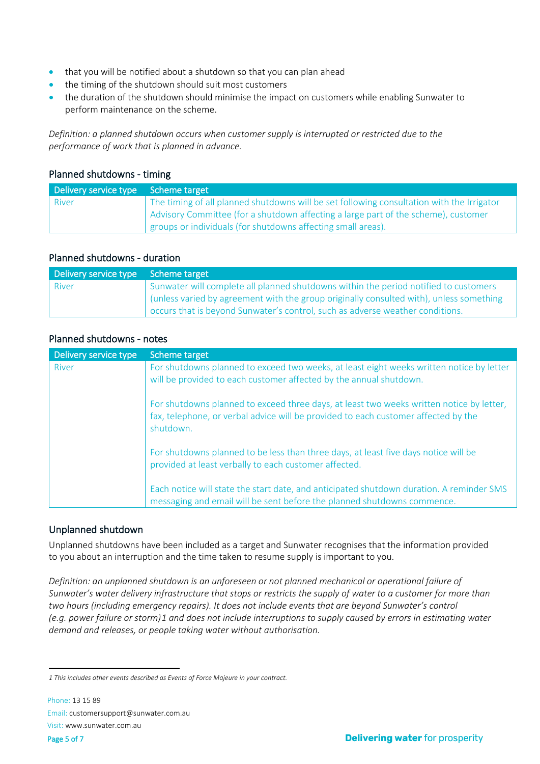- that you will be notified about a shutdown so that you can plan ahead
- the timing of the shutdown should suit most customers
- the duration of the shutdown should minimise the impact on customers while enabling Sunwater to perform maintenance on the scheme.

*Definition: a planned shutdown occurs when customer supply is interrupted or restricted due to the performance of work that is planned in advance.*

### Planned shutdowns - timing

| Delivery service type | Scheme target |
|---|---|
| River | The timing of all planned shutdowns will be set following consultation with the Irrigator Advisory Committee (for a shutdown affecting a large part of the scheme), customer groups or individuals (for shutdowns affecting small areas). |

### Planned shutdowns - duration

| Delivery service type | Scheme target |
|---|---|
| River | Sunwater will complete all planned shutdowns within the period notified to customers (unless varied by agreement with the group originally consulted with), unless something occurs that is beyond Sunwater's control, such as adverse weather conditions. |

### Planned shutdowns - notes

| Delivery service type | Scheme target |
|---|---|
| River | For shutdowns planned to exceed two weeks, at least eight weeks written notice by letter will be provided to each customer affected by the annual shutdown.<br><br>For shutdowns planned to exceed three days, at least two weeks written notice by letter, fax, telephone, or verbal advice will be provided to each customer affected by the shutdown.<br><br>For shutdowns planned to be less than three days, at least five days notice will be provided at least verbally to each customer affected.<br><br>Each notice will state the start date, and anticipated shutdown duration. A reminder SMS messaging and email will be sent before the planned shutdowns commence. |

### Unplanned shutdown

Unplanned shutdowns have been included as a target and Sunwater recognises that the information provided to you about an interruption and the time taken to resume supply is important to you.

*Definition: an unplanned shutdown is an unforeseen or not planned mechanical or operational failure of Sunwater's water delivery infrastructure that stops or restricts the supply of water to a customer for more than two hours (including emergency repairs). It does not include events that are beyond Sunwater's control (e.g. power failure or storm)*[1] *and does not include interruptions to supply caused by errors in estimating water demand and releases, or people taking water without authorisation.*

---

*1 This includes other events described as Events of Force Majeure in your contract.*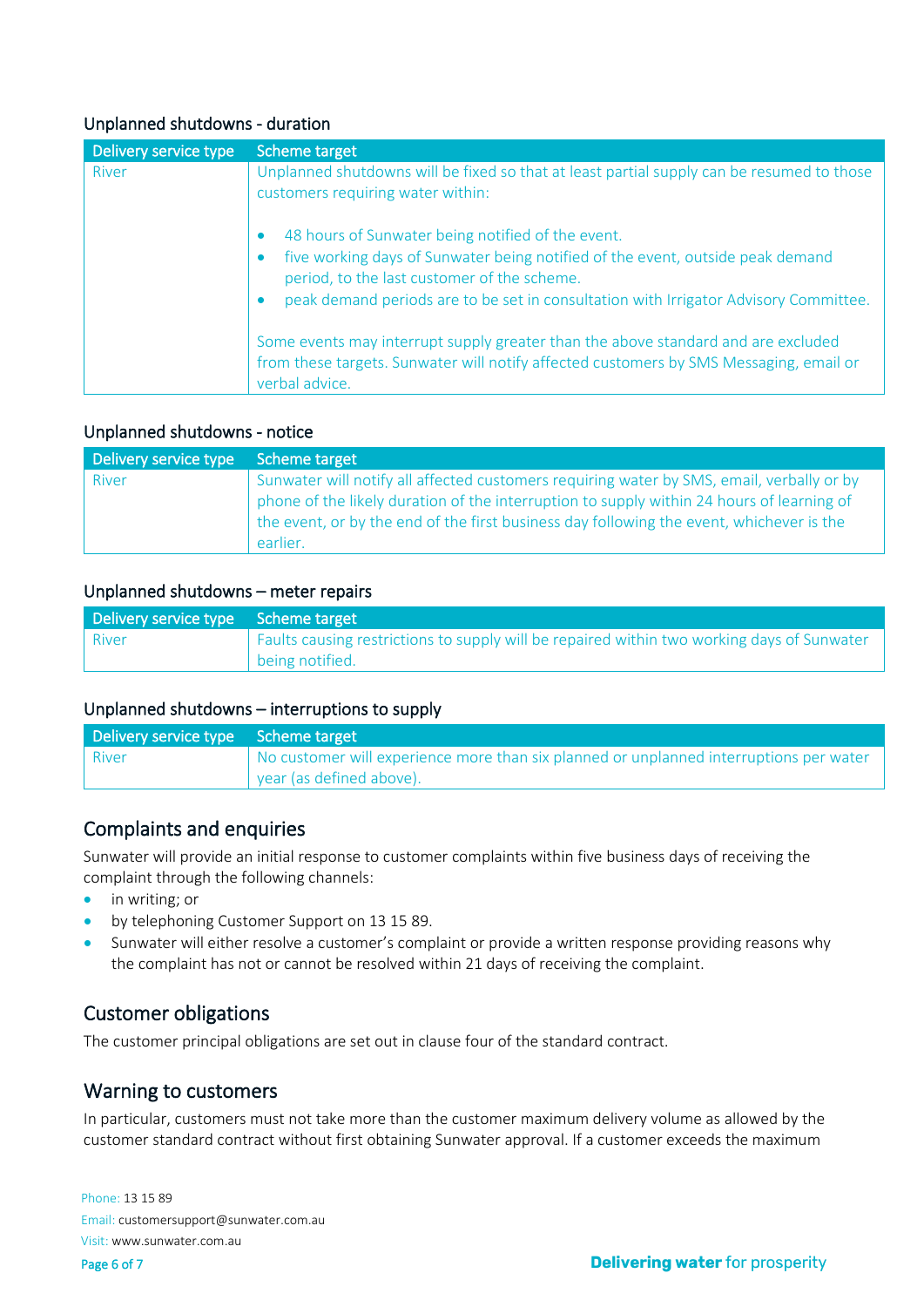### Unplanned shutdowns - duration

| Delivery service type | Scheme target |
|---|---|
| River | Unplanned shutdowns will be fixed so that at least partial supply can be resumed to those customers requiring water within:<br><br>• 48 hours of Sunwater being notified of the event.<br>• five working days of Sunwater being notified of the event, outside peak demand period, to the last customer of the scheme.<br>• peak demand periods are to be set in consultation with Irrigator Advisory Committee.<br><br>Some events may interrupt supply greater than the above standard and are excluded from these targets. Sunwater will notify affected customers by SMS Messaging, email or verbal advice. |

### Unplanned shutdowns - notice

| Delivery service type | Scheme target |
|---|---|
| River | Sunwater will notify all affected customers requiring water by SMS, email, verbally or by phone of the likely duration of the interruption to supply within 24 hours of learning of the event, or by the end of the first business day following the event, whichever is the earlier. |

### Unplanned shutdowns – meter repairs

| Delivery service type | Scheme target |
|---|---|
| River | Faults causing restrictions to supply will be repaired within two working days of Sunwater being notified. |

### Unplanned shutdowns – interruptions to supply

| Delivery service type | Scheme target |
|---|---|
| River | No customer will experience more than six planned or unplanned interruptions per water year (as defined above). |

## Complaints and enquiries

Sunwater will provide an initial response to customer complaints within five business days of receiving the complaint through the following channels:

- in writing; or
- by telephoning Customer Support on 13 15 89.
- Sunwater will either resolve a customer's complaint or provide a written response providing reasons why the complaint has not or cannot be resolved within 21 days of receiving the complaint.

## Customer obligations

The customer principal obligations are set out in clause four of the standard contract.

## Warning to customers

In particular, customers must not take more than the customer maximum delivery volume as allowed by the customer standard contract without first obtaining Sunwater approval. If a customer exceeds the maximum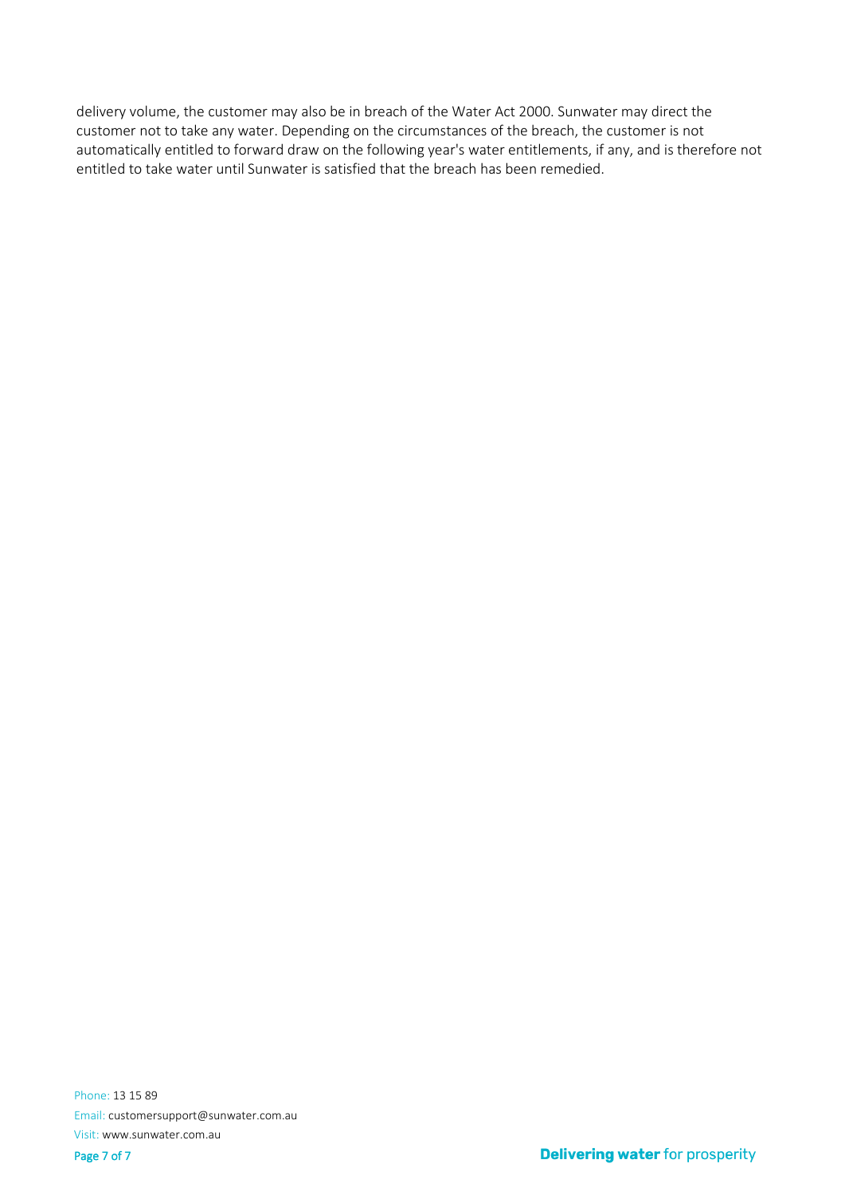delivery volume, the customer may also be in breach of the Water Act 2000. Sunwater may direct the customer not to take any water. Depending on the circumstances of the breach, the customer is not automatically entitled to forward draw on the following year's water entitlements, if any, and is therefore not entitled to take water until Sunwater is satisfied that the breach has been remedied.